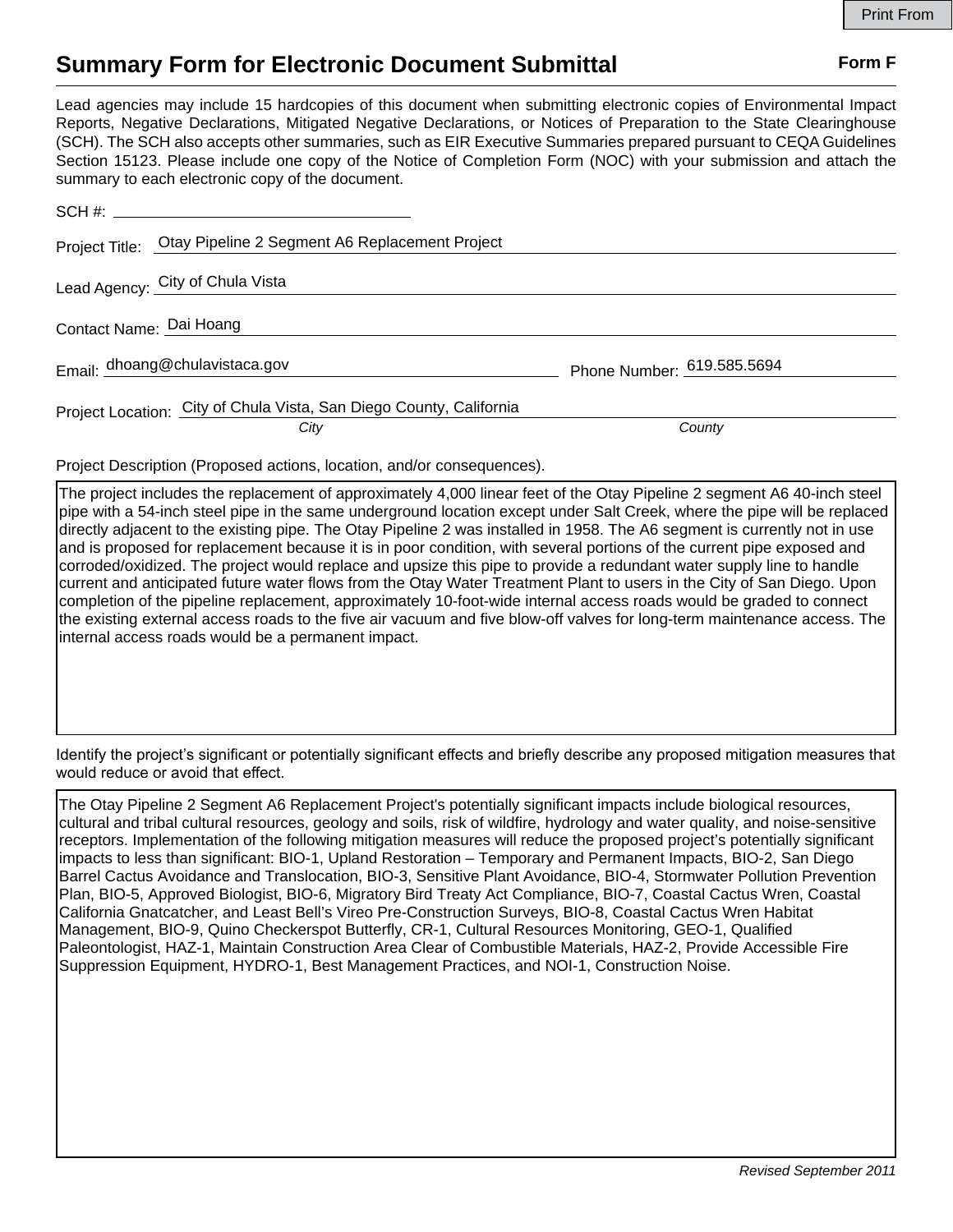Print From

# Summary Form for Electronic Document Submittal

**Form F**

Lead agencies may include 15 hardcopies of this document when submitting electronic copies of Environmental Impact Reports, Negative Declarations, Mitigated Negative Declarations, or Notices of Preparation to the State Clearinghouse (SCH). The SCH also accepts other summaries, such as EIR Executive Summaries prepared pursuant to CEQA Guidelines Section 15123. Please include one copy of the Notice of Completion Form (NOC) with your submission and attach the summary to each electronic copy of the document.

SCH #: ______________________

Project Title: Otay Pipeline 2 Segment A6 Replacement Project

Lead Agency: City of Chula Vista

Contact Name: Dai Hoang

Email: dhoang@chulavistaca.gov     Phone Number: 619.585.5694

Project Location: City of Chula Vista, San Diego County, California
*City*     *County*

Project Description (Proposed actions, location, and/or consequences).

The project includes the replacement of approximately 4,000 linear feet of the Otay Pipeline 2 segment A6 40-inch steel pipe with a 54-inch steel pipe in the same underground location except under Salt Creek, where the pipe will be replaced directly adjacent to the existing pipe. The Otay Pipeline 2 was installed in 1958. The A6 segment is currently not in use and is proposed for replacement because it is in poor condition, with several portions of the current pipe exposed and corroded/oxidized. The project would replace and upsize this pipe to provide a redundant water supply line to handle current and anticipated future water flows from the Otay Water Treatment Plant to users in the City of San Diego. Upon completion of the pipeline replacement, approximately 10-foot-wide internal access roads would be graded to connect the existing external access roads to the five air vacuum and five blow-off valves for long-term maintenance access. The internal access roads would be a permanent impact.

Identify the project's significant or potentially significant effects and briefly describe any proposed mitigation measures that would reduce or avoid that effect.

The Otay Pipeline 2 Segment A6 Replacement Project's potentially significant impacts include biological resources, cultural and tribal cultural resources, geology and soils, risk of wildfire, hydrology and water quality, and noise-sensitive receptors. Implementation of the following mitigation measures will reduce the proposed project's potentially significant impacts to less than significant: BIO-1, Upland Restoration – Temporary and Permanent Impacts, BIO-2, San Diego Barrel Cactus Avoidance and Translocation, BIO-3, Sensitive Plant Avoidance, BIO-4, Stormwater Pollution Prevention Plan, BIO-5, Approved Biologist, BIO-6, Migratory Bird Treaty Act Compliance, BIO-7, Coastal Cactus Wren, Coastal California Gnatcatcher, and Least Bell's Vireo Pre-Construction Surveys, BIO-8, Coastal Cactus Wren Habitat Management, BIO-9, Quino Checkerspot Butterfly, CR-1, Cultural Resources Monitoring, GEO-1, Qualified Paleontologist, HAZ-1, Maintain Construction Area Clear of Combustible Materials, HAZ-2, Provide Accessible Fire Suppression Equipment, HYDRO-1, Best Management Practices, and NOI-1, Construction Noise.

*Revised September 2011*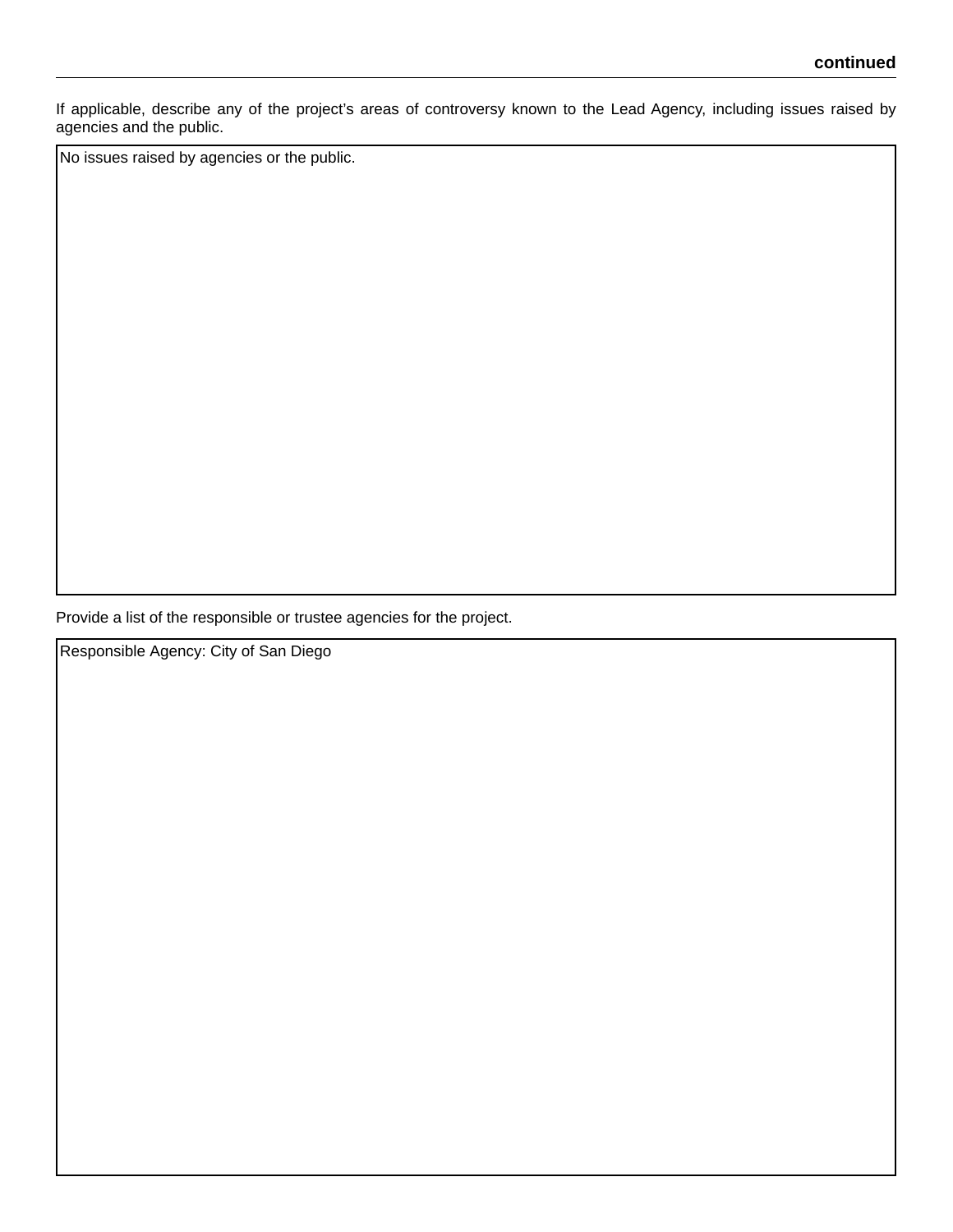**continued**

If applicable, describe any of the project's areas of controversy known to the Lead Agency, including issues raised by agencies and the public.

No issues raised by agencies or the public.

Provide a list of the responsible or trustee agencies for the project.

Responsible Agency: City of San Diego